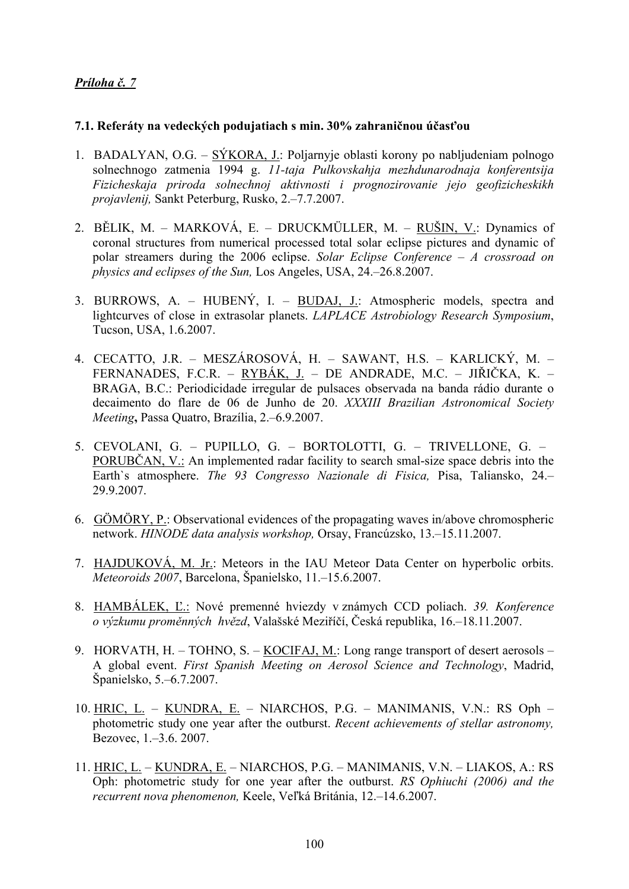***Príloha č. 7***

**7.1. Referáty na vedeckých podujatiach s min. 30% zahraničnou účasťou**

1. BADALYAN, O.G. – <u>SÝKORA, J.</u>: Poljarnyje oblasti korony po nabljudeniam polnogo solnechnogo zatmenia 1994 g. *11-taja Pulkovskahja mezhdunarodnaja konferentsija Fizicheskaja priroda solnechnoj aktivnosti i prognozirovanie jejo geofizicheskikh projavlenij,* Sankt Peterburg, Rusko, 2.–7.7.2007.

2. BĚLIK, M. – MARKOVÁ, E. – DRUCKMÜLLER, M. – <u>RUŠIN, V.</u>: Dynamics of coronal structures from numerical processed total solar eclipse pictures and dynamic of polar streamers during the 2006 eclipse. *Solar Eclipse Conference – A crossroad on physics and eclipses of the Sun,* Los Angeles, USA, 24.–26.8.2007.

3. BURROWS, A. – HUBENÝ, I. – <u>BUDAJ, J.</u>: Atmospheric models, spectra and lightcurves of close in extrasolar planets. *LAPLACE Astrobiology Research Symposium*, Tucson, USA, 1.6.2007.

4. CECATTO, J.R. – MESZÁROSOVÁ, H. – SAWANT, H.S. – KARLICKÝ, M. – FERNANADES, F.C.R. – <u>RYBÁK, J.</u> – DE ANDRADE, M.C. – JIŘIČKA, K. – BRAGA, B.C.: Periodicidade irregular de pulsaces observada na banda rádio durante o decaimento do flare de 06 de Junho de 20. *XXXIII Brazilian Astronomical Society Meeting***,** Passa Quatro, Brazília, 2.–6.9.2007.

5. CEVOLANI, G. – PUPILLO, G. – BORTOLOTTI, G. – TRIVELLONE, G. – <u>PORUBČAN, V.</u>: An implemented radar facility to search smal-size space debris into the Earth`s atmosphere. *The 93 Congresso Nazionale di Fisica,* Pisa, Taliansko, 24.–29.9.2007.

6. <u>GÖMÖRY, P.</u>: Observational evidences of the propagating waves in/above chromospheric network. *HINODE data analysis workshop,* Orsay, Francúzsko, 13.–15.11.2007.

7. <u>HAJDUKOVÁ, M. Jr.</u>: Meteors in the IAU Meteor Data Center on hyperbolic orbits. *Meteoroids 2007*, Barcelona, Španielsko, 11.–15.6.2007.

8. <u>HAMBÁLEK, Ľ.</u>: Nové premenné hviezdy v známych CCD poliach. *39. Konference o výzkumu proměnných hvězd*, Valašské Meziříčí, Česká republika, 16.–18.11.2007.

9. HORVATH, H. – TOHNO, S. – <u>KOCIFAJ, M.</u>: Long range transport of desert aerosols – A global event. *First Spanish Meeting on Aerosol Science and Technology*, Madrid, Španielsko, 5.–6.7.2007.

10. <u>HRIC, L.</u> – <u>KUNDRA, E.</u> – NIARCHOS, P.G. – MANIMANIS, V.N.: RS Oph – photometric study one year after the outburst. *Recent achievements of stellar astronomy,* Bezovec, 1.–3.6. 2007.

11. <u>HRIC, L.</u> – <u>KUNDRA, E.</u> – NIARCHOS, P.G. – MANIMANIS, V.N. – LIAKOS, A.: RS Oph: photometric study for one year after the outburst. *RS Ophiuchi (2006) and the recurrent nova phenomenon,* Keele, Veľká Británia, 12.–14.6.2007.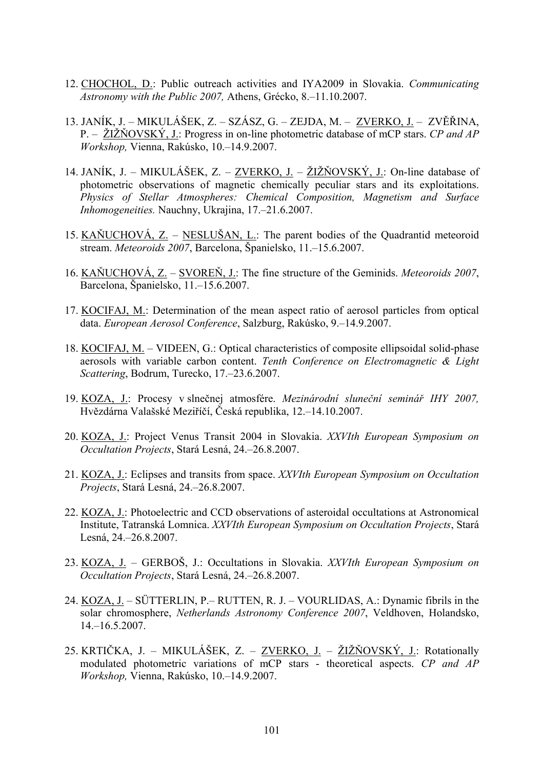12. CHOCHOL, D.: Public outreach activities and IYA2009 in Slovakia. *Communicating Astronomy with the Public 2007,* Athens, Grécko, 8.–11.10.2007.

13. JANÍK, J. – MIKULÁŠEK, Z. – SZÁSZ, G. – ZEJDA, M. – ZVERKO, J. – ZVĚŘINA, P. – ŽIŽŇOVSKÝ, J.: Progress in on-line photometric database of mCP stars. *CP and AP Workshop,* Vienna, Rakúsko, 10.–14.9.2007.

14. JANÍK, J. – MIKULÁŠEK, Z. – ZVERKO, J. – ŽIŽŇOVSKÝ, J.: On-line database of photometric observations of magnetic chemically peculiar stars and its exploitations. *Physics of Stellar Atmospheres: Chemical Composition, Magnetism and Surface Inhomogeneities.* Nauchny, Ukrajina, 17.–21.6.2007.

15. KAŇUCHOVÁ, Z. – NESLUŠAN, L.: The parent bodies of the Quadrantid meteoroid stream. *Meteoroids 2007*, Barcelona, Španielsko, 11.–15.6.2007.

16. KAŇUCHOVÁ, Z. – SVOREŇ, J.: The fine structure of the Geminids. *Meteoroids 2007*, Barcelona, Španielsko, 11.–15.6.2007.

17. KOCIFAJ, M.: Determination of the mean aspect ratio of aerosol particles from optical data. *European Aerosol Conference*, Salzburg, Rakúsko, 9.–14.9.2007.

18. KOCIFAJ, M. – VIDEEN, G.: Optical characteristics of composite ellipsoidal solid-phase aerosols with variable carbon content. *Tenth Conference on Electromagnetic & Light Scattering*, Bodrum, Turecko, 17.–23.6.2007.

19. KOZA, J.: Procesy v slnečnej atmosfére. *Mezinárodní sluneční seminář IHY 2007,* Hvězdárna Valašské Meziříčí, Česká republika, 12.–14.10.2007.

20. KOZA, J.: Project Venus Transit 2004 in Slovakia. *XXVIth European Symposium on Occultation Projects*, Stará Lesná, 24.–26.8.2007.

21. KOZA, J.: Eclipses and transits from space. *XXVIth European Symposium on Occultation Projects*, Stará Lesná, 24.–26.8.2007.

22. KOZA, J.: Photoelectric and CCD observations of asteroidal occultations at Astronomical Institute, Tatranská Lomnica. *XXVIth European Symposium on Occultation Projects*, Stará Lesná, 24.–26.8.2007.

23. KOZA, J. – GERBOŠ, J.: Occultations in Slovakia. *XXVIth European Symposium on Occultation Projects*, Stará Lesná, 24.–26.8.2007.

24. KOZA, J. – SÜTTERLIN, P.– RUTTEN, R. J. – VOURLIDAS, A.: Dynamic fibrils in the solar chromosphere, *Netherlands Astronomy Conference 2007*, Veldhoven, Holandsko, 14.–16.5.2007.

25. KRTIČKA, J. – MIKULÁŠEK, Z. – ZVERKO, J. – ŽIŽŇOVSKÝ, J.: Rotationally modulated photometric variations of mCP stars - theoretical aspects. *CP and AP Workshop,* Vienna, Rakúsko, 10.–14.9.2007.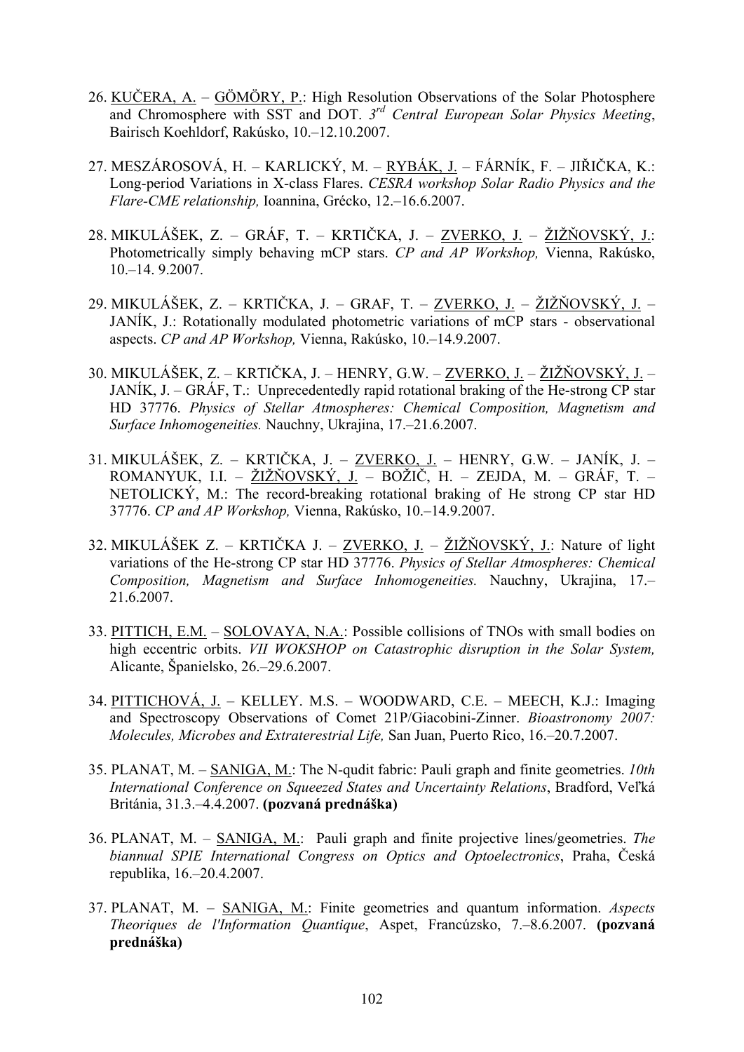26. KUČERA, A. – GÖMÖRY, P.: High Resolution Observations of the Solar Photosphere and Chromosphere with SST and DOT. *3rd Central European Solar Physics Meeting*, Bairisch Koehldorf, Rakúsko, 10.–12.10.2007.

27. MESZÁROSOVÁ, H. – KARLICKÝ, M. – RYBÁK, J. – FÁRNÍK, F. – JIŘIČKA, K.: Long-period Variations in X-class Flares. *CESRA workshop Solar Radio Physics and the Flare-CME relationship,* Ioannina, Grécko, 12.–16.6.2007.

28. MIKULÁŠEK, Z. – GRÁF, T. – KRTIČKA, J. – ZVERKO, J. – ŽIŽŇOVSKÝ, J.: Photometrically simply behaving mCP stars. *CP and AP Workshop,* Vienna, Rakúsko, 10.–14. 9.2007.

29. MIKULÁŠEK, Z. – KRTIČKA, J. – GRAF, T. – ZVERKO, J. – ŽIŽŇOVSKÝ, J. – JANÍK, J.: Rotationally modulated photometric variations of mCP stars - observational aspects. *CP and AP Workshop,* Vienna, Rakúsko, 10.–14.9.2007.

30. MIKULÁŠEK, Z. – KRTIČKA, J. – HENRY, G.W. – ZVERKO, J. – ŽIŽŇOVSKÝ, J. – JANÍK, J. – GRÁF, T.: Unprecedentedly rapid rotational braking of the He-strong CP star HD 37776. *Physics of Stellar Atmospheres: Chemical Composition, Magnetism and Surface Inhomogeneities.* Nauchny, Ukrajina, 17.–21.6.2007.

31. MIKULÁŠEK, Z. – KRTIČKA, J. – ZVERKO, J. – HENRY, G.W. – JANÍK, J. – ROMANYUK, I.I. – ŽIŽŇOVSKÝ, J. – BOŽIČ, H. – ZEJDA, M. – GRÁF, T. – NETOLICKÝ, M.: The record-breaking rotational braking of He strong CP star HD 37776. *CP and AP Workshop,* Vienna, Rakúsko, 10.–14.9.2007.

32. MIKULÁŠEK Z. – KRTIČKA J. – ZVERKO, J. – ŽIŽŇOVSKÝ, J.: Nature of light variations of the He-strong CP star HD 37776. *Physics of Stellar Atmospheres: Chemical Composition, Magnetism and Surface Inhomogeneities.* Nauchny, Ukrajina, 17.–21.6.2007.

33. PITTICH, E.M. – SOLOVAYA, N.A.: Possible collisions of TNOs with small bodies on high eccentric orbits. *VII WOKSHOP on Catastrophic disruption in the Solar System,* Alicante, Španielsko, 26.–29.6.2007.

34. PITTICHOVÁ, J. – KELLEY. M.S. – WOODWARD, C.E. – MEECH, K.J.: Imaging and Spectroscopy Observations of Comet 21P/Giacobini-Zinner. *Bioastronomy 2007: Molecules, Microbes and Extraterestrial Life,* San Juan, Puerto Rico, 16.–20.7.2007.

35. PLANAT, M. – SANIGA, M.: The N-qudit fabric: Pauli graph and finite geometries. *10th International Conference on Squeezed States and Uncertainty Relations*, Bradford, Veľká Británia, 31.3.–4.4.2007. **(pozvaná prednáška)**

36. PLANAT, M. – SANIGA, M.: Pauli graph and finite projective lines/geometries. *The biannual SPIE International Congress on Optics and Optoelectronics*, Praha, Česká republika, 16.–20.4.2007.

37. PLANAT, M. – SANIGA, M.: Finite geometries and quantum information. *Aspects Theoriques de l'Information Quantique*, Aspet, Francúzsko, 7.–8.6.2007. **(pozvaná prednáška)**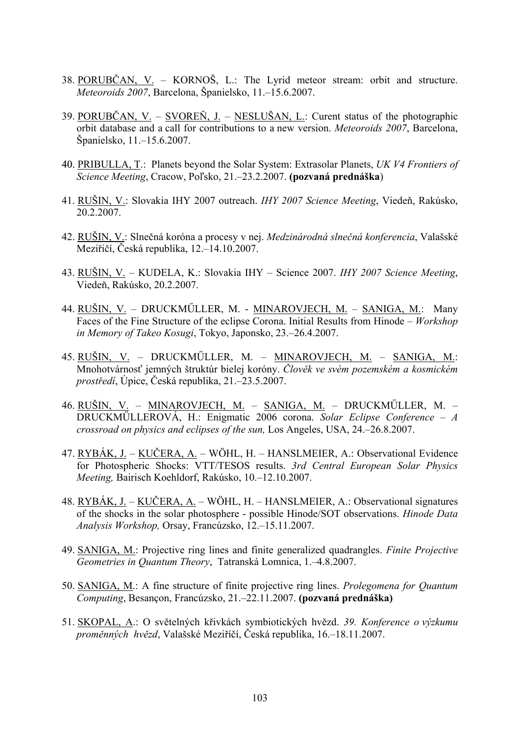38. PORUBČAN, V. – KORNOŠ, L.: The Lyrid meteor stream: orbit and structure. *Meteoroids 2007*, Barcelona, Španielsko, 11.–15.6.2007.

39. PORUBČAN, V. – SVOREŇ, J. – NESLUŠAN, L.: Curent status of the photographic orbit database and a call for contributions to a new version. *Meteoroids 2007*, Barcelona, Španielsko, 11.–15.6.2007.

40. PRIBULLA, T.: Planets beyond the Solar System: Extrasolar Planets, *UK V4 Frontiers of Science Meeting*, Cracow, Poľsko, 21.–23.2.2007. **(pozvaná prednáška)**

41. RUŠIN, V.: Slovakia IHY 2007 outreach. *IHY 2007 Science Meeting*, Viedeň, Rakúsko, 20.2.2007.

42. RUŠIN, V.: Slnečná koróna a procesy v nej. *Medzinárodná slnečná konferencia*, Valašské Meziřičí, Česká republika, 12.–14.10.2007.

43. RUŠIN, V. – KUDELA, K.: Slovakia IHY – Science 2007. *IHY 2007 Science Meeting*, Viedeň, Rakúsko, 20.2.2007.

44. RUŠIN, V. – DRUCKMŰLLER, M. - MINAROVJECH, M. – SANIGA, M.: Many Faces of the Fine Structure of the eclipse Corona. Initial Results from Hinode – *Workshop in Memory of Takeo Kosugi*, Tokyo, Japonsko, 23.–26.4.2007.

45. RUŠIN, V. – DRUCKMŰLLER, M. – MINAROVJECH, M. – SANIGA, M.: Mnohotvárnosť jemných štruktúr bielej koróny. *Člověk ve svém pozemském a kosmickém prostředí*, Úpice, Česká republika, 21.–23.5.2007.

46. RUŠIN, V. – MINAROVJECH, M. – SANIGA, M. – DRUCKMŰLLER, M. – DRUCKMŰLLEROVÁ, H.: Enigmatic 2006 corona. *Solar Eclipse Conference – A crossroad on physics and eclipses of the sun,* Los Angeles, USA, 24.–26.8.2007.

47. RYBÁK, J. – KUČERA, A. – WÖHL, H. – HANSLMEIER, A.: Observational Evidence for Photospheric Shocks: VTT/TESOS results. *3rd Central European Solar Physics Meeting,* Bairisch Koehldorf, Rakúsko, 10.–12.10.2007.

48. RYBÁK, J. – KUČERA, A. – WÖHL, H. – HANSLMEIER, A.: Observational signatures of the shocks in the solar photosphere - possible Hinode/SOT observations. *Hinode Data Analysis Workshop,* Orsay, Francúzsko, 12.–15.11.2007.

49. SANIGA, M.: Projective ring lines and finite generalized quadrangles. *Finite Projective Geometries in Quantum Theory*, Tatranská Lomnica, 1.–4.8.2007.

50. SANIGA, M.: A fine structure of finite projective ring lines. *Prolegomena for Quantum Computing*, Besançon, Francúzsko, 21.–22.11.2007. **(pozvaná prednáška)**

51. SKOPAL, A.: O světelných křivkách symbiotických hvězd. *39. Konference o výzkumu proměnných hvězd*, Valašské Meziříčí, Česká republika, 16.–18.11.2007.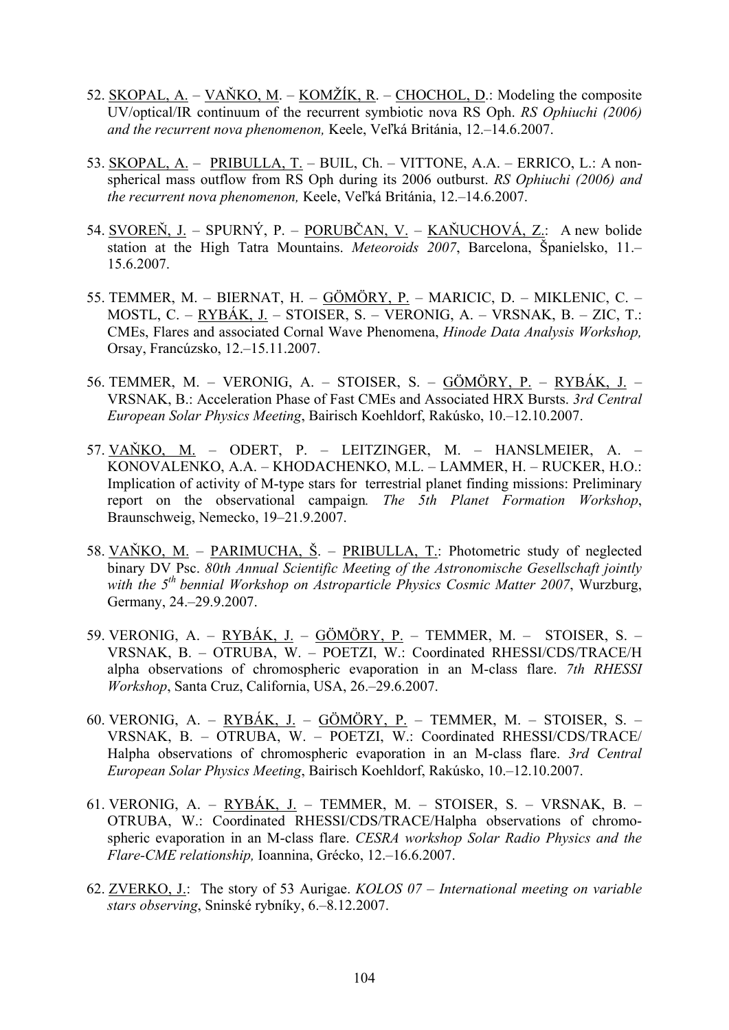52. SKOPAL, A. – VAŇKO, M. – KOMŽÍK, R. – CHOCHOL, D.: Modeling the composite UV/optical/IR continuum of the recurrent symbiotic nova RS Oph. *RS Ophiuchi (2006) and the recurrent nova phenomenon,* Keele, Veľká Británia, 12.–14.6.2007.

53. SKOPAL, A. – PRIBULLA, T. – BUIL, Ch. – VITTONE, A.A. – ERRICO, L.: A non-spherical mass outflow from RS Oph during its 2006 outburst. *RS Ophiuchi (2006) and the recurrent nova phenomenon,* Keele, Veľká Británia, 12.–14.6.2007.

54. SVOREŇ, J. – SPURNÝ, P. – PORUBČAN, V. – KAŇUCHOVÁ, Z.: A new bolide station at the High Tatra Mountains. *Meteoroids 2007*, Barcelona, Španielsko, 11.–15.6.2007.

55. TEMMER, M. – BIERNAT, H. – GÖMÖRY, P. – MARICIC, D. – MIKLENIC, C. – MOSTL, C. – RYBÁK, J. – STOISER, S. – VERONIG, A. – VRSNAK, B. – ZIC, T.: CMEs, Flares and associated Cornal Wave Phenomena, *Hinode Data Analysis Workshop,* Orsay, Francúzsko, 12.–15.11.2007.

56. TEMMER, M. – VERONIG, A. – STOISER, S. – GÖMÖRY, P. – RYBÁK, J. – VRSNAK, B.: Acceleration Phase of Fast CMEs and Associated HRX Bursts. *3rd Central European Solar Physics Meeting*, Bairisch Koehldorf, Rakúsko, 10.–12.10.2007.

57. VAŇKO, M. – ODERT, P. – LEITZINGER, M. – HANSLMEIER, A. – KONOVALENKO, A.A. – KHODACHENKO, M.L. – LAMMER, H. – RUCKER, H.O.: Implication of activity of M-type stars for terrestrial planet finding missions: Preliminary report on the observational campaign*. The 5th Planet Formation Workshop*, Braunschweig, Nemecko, 19–21.9.2007.

58. VAŇKO, M. – PARIMUCHA, Š. – PRIBULLA, T.: Photometric study of neglected binary DV Psc. *80th Annual Scientific Meeting of the Astronomische Gesellschaft jointly with the 5th bennial Workshop on Astroparticle Physics Cosmic Matter 2007*, Wurzburg, Germany, 24.–29.9.2007.

59. VERONIG, A. – RYBÁK, J. – GÖMÖRY, P. – TEMMER, M. – STOISER, S. – VRSNAK, B. – OTRUBA, W. – POETZI, W.: Coordinated RHESSI/CDS/TRACE/H alpha observations of chromospheric evaporation in an M-class flare. *7th RHESSI Workshop*, Santa Cruz, California, USA, 26.–29.6.2007.

60. VERONIG, A. – RYBÁK, J. – GÖMÖRY, P. – TEMMER, M. – STOISER, S. – VRSNAK, B. – OTRUBA, W. – POETZI, W.: Coordinated RHESSI/CDS/TRACE/ Halpha observations of chromospheric evaporation in an M-class flare. *3rd Central European Solar Physics Meeting*, Bairisch Koehldorf, Rakúsko, 10.–12.10.2007.

61. VERONIG, A. – RYBÁK, J. – TEMMER, M. – STOISER, S. – VRSNAK, B. – OTRUBA, W.: Coordinated RHESSI/CDS/TRACE/Halpha observations of chromospheric evaporation in an M-class flare. *CESRA workshop Solar Radio Physics and the Flare-CME relationship,* Ioannina, Grécko, 12.–16.6.2007.

62. ZVERKO, J.: The story of 53 Aurigae. *KOLOS 07 – International meeting on variable stars observing*, Sninské rybníky, 6.–8.12.2007.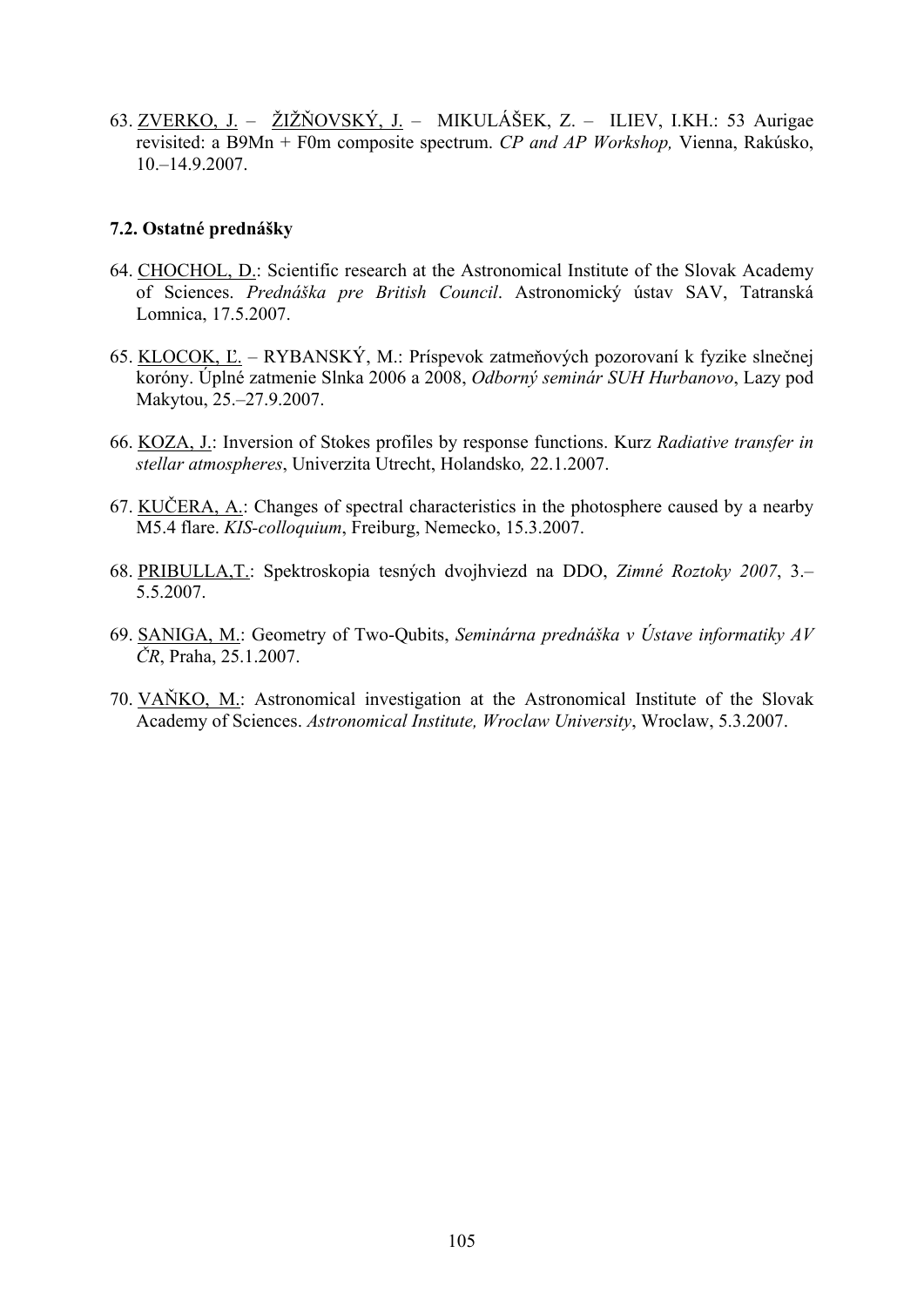63. <u>ZVERKO, J.</u> – <u>ŽIŽŇOVSKÝ, J.</u> – MIKULÁŠEK, Z. – ILIEV, I.KH.: 53 Aurigae revisited: a B9Mn + F0m composite spectrum. *CP and AP Workshop,* Vienna, Rakúsko, 10.–14.9.2007.

### 7.2. Ostatné prednášky

64. <u>CHOCHOL, D.</u>: Scientific research at the Astronomical Institute of the Slovak Academy of Sciences. *Prednáška pre British Council*. Astronomický ústav SAV, Tatranská Lomnica, 17.5.2007.

65. <u>KLOCOK, Ľ.</u> – RYBANSKÝ, M.: Príspevok zatmeňových pozorovaní k fyzike slnečnej koróny. Úplné zatmenie Slnka 2006 a 2008, *Odborný seminár SUH Hurbanovo*, Lazy pod Makytou, 25.–27.9.2007.

66. <u>KOZA, J.</u>: Inversion of Stokes profiles by response functions. Kurz *Radiative transfer in stellar atmospheres*, Univerzita Utrecht, Holandsko*,* 22.1.2007.

67. <u>KUČERA, A.</u>: Changes of spectral characteristics in the photosphere caused by a nearby M5.4 flare. *KIS-colloquium*, Freiburg, Nemecko, 15.3.2007.

68. <u>PRIBULLA,T.</u>: Spektroskopia tesných dvojhviezd na DDO, *Zimné Roztoky 2007*, 3.–5.5.2007.

69. <u>SANIGA, M.</u>: Geometry of Two-Qubits, *Seminárna prednáška v Ústave informatiky AV ČR*, Praha, 25.1.2007.

70. <u>VAŇKO, M.</u>: Astronomical investigation at the Astronomical Institute of the Slovak Academy of Sciences. *Astronomical Institute, Wroclaw University*, Wroclaw, 5.3.2007.